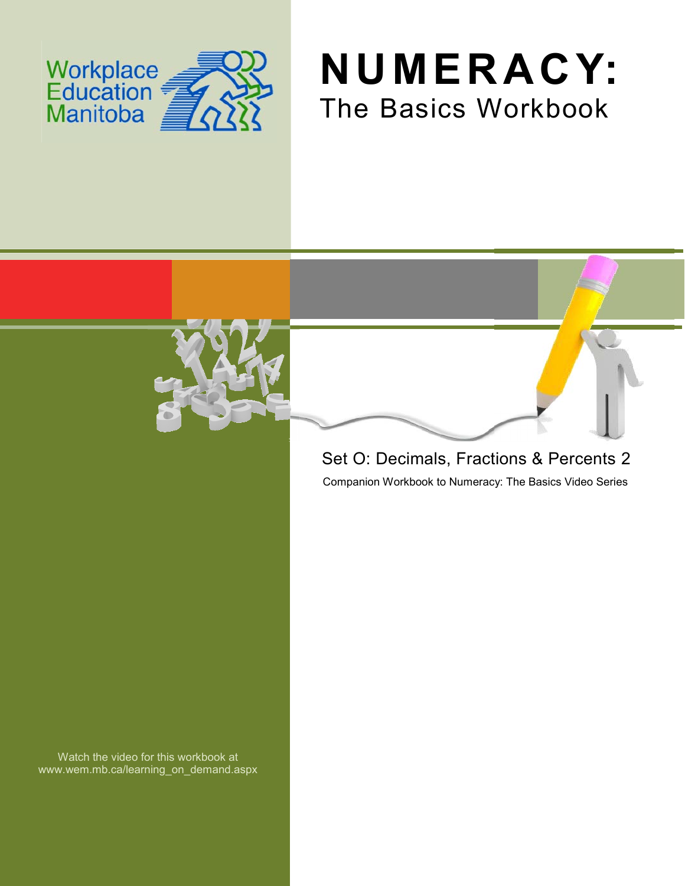Workplace Education Manitoba

# NUMERACY:

## The Basics Workbook

### Set O: Decimals, Fractions & Percents 2

Companion Workbook to Numeracy: The Basics Video Series

Watch the video for this workbook at www.wem.mb.ca/learning_on_demand.aspx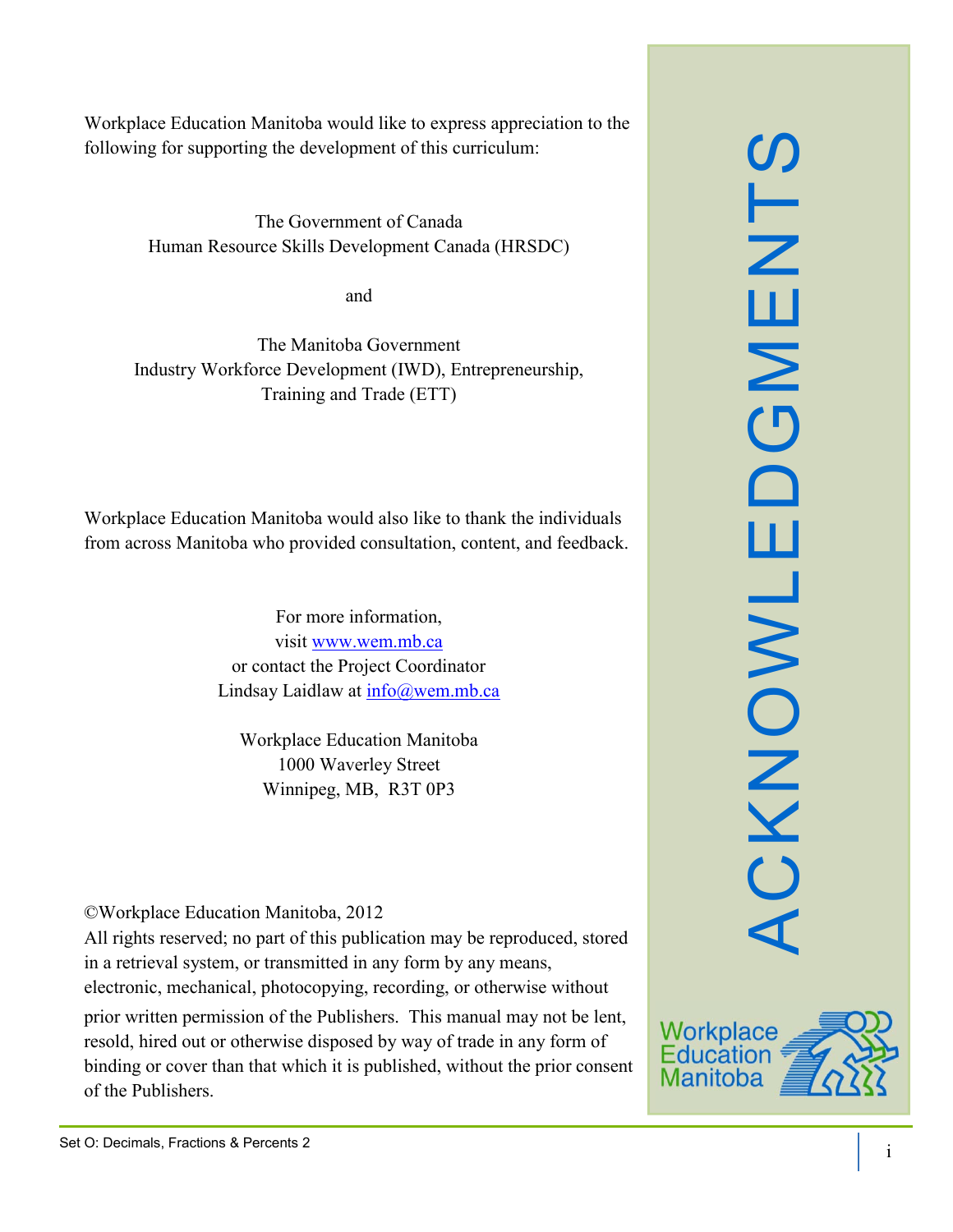# ACKNOWLEDGMENTS

Workplace Education Manitoba would like to express appreciation to the following for supporting the development of this curriculum:

The Government of Canada
Human Resource Skills Development Canada (HRSDC)

and

The Manitoba Government
Industry Workforce Development (IWD), Entrepreneurship, Training and Trade (ETT)

Workplace Education Manitoba would also like to thank the individuals from across Manitoba who provided consultation, content, and feedback.

For more information,
visit www.wem.mb.ca
or contact the Project Coordinator
Lindsay Laidlaw at info@wem.mb.ca

Workplace Education Manitoba
1000 Waverley Street
Winnipeg, MB, R3T 0P3

©Workplace Education Manitoba, 2012
All rights reserved; no part of this publication may be reproduced, stored in a retrieval system, or transmitted in any form by any means, electronic, mechanical, photocopying, recording, or otherwise without prior written permission of the Publishers. This manual may not be lent, resold, hired out or otherwise disposed by way of trade in any form of binding or cover than that which it is published, without the prior consent of the Publishers.

Workplace Education Manitoba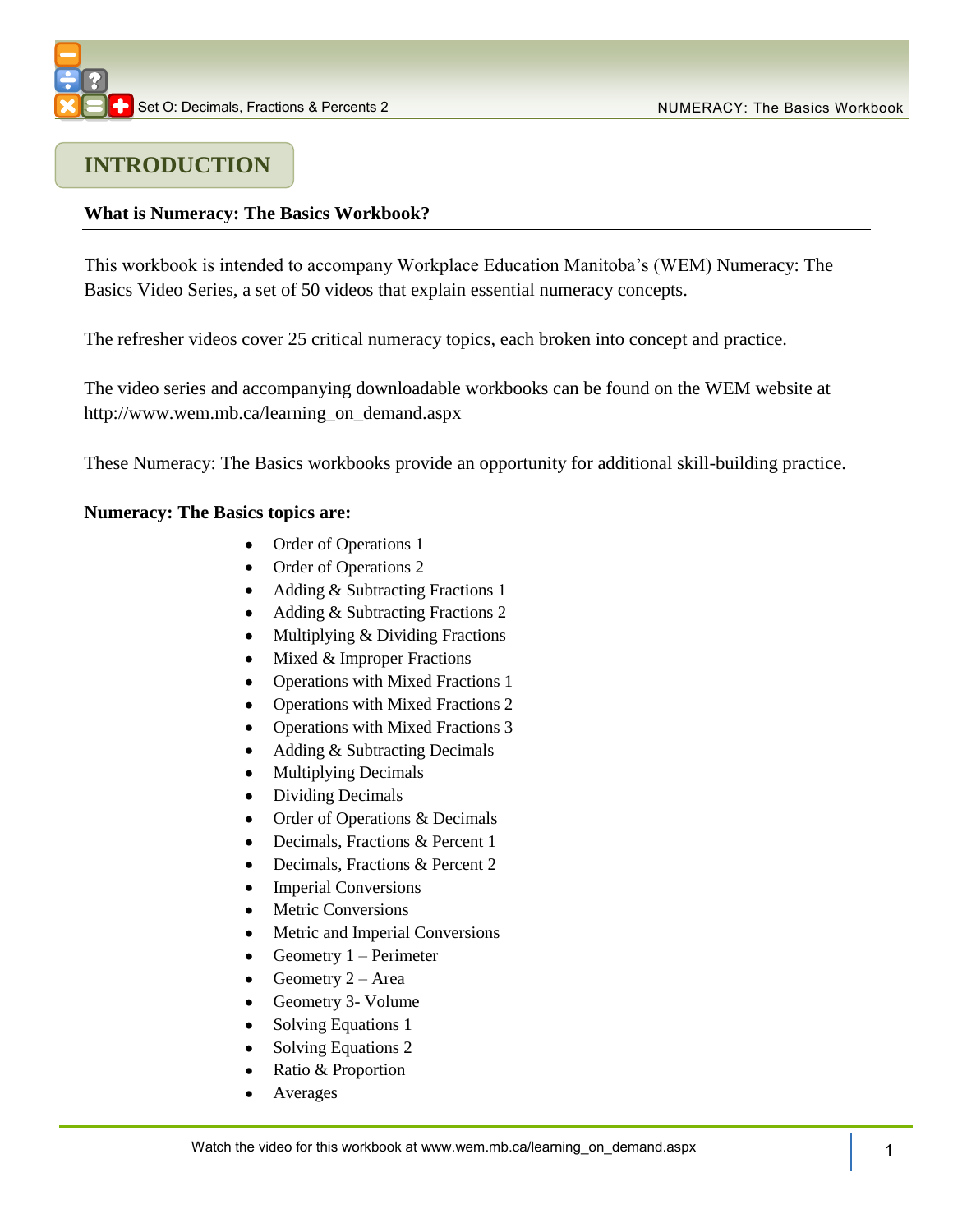# INTRODUCTION

**What is Numeracy: The Basics Workbook?**

This workbook is intended to accompany Workplace Education Manitoba's (WEM) Numeracy: The Basics Video Series, a set of 50 videos that explain essential numeracy concepts.

The refresher videos cover 25 critical numeracy topics, each broken into concept and practice.

The video series and accompanying downloadable workbooks can be found on the WEM website at http://www.wem.mb.ca/learning_on_demand.aspx

These Numeracy: The Basics workbooks provide an opportunity for additional skill-building practice.

**Numeracy: The Basics topics are:**

- Order of Operations 1
- Order of Operations 2
- Adding & Subtracting Fractions 1
- Adding & Subtracting Fractions 2
- Multiplying & Dividing Fractions
- Mixed & Improper Fractions
- Operations with Mixed Fractions 1
- Operations with Mixed Fractions 2
- Operations with Mixed Fractions 3
- Adding & Subtracting Decimals
- Multiplying Decimals
- Dividing Decimals
- Order of Operations & Decimals
- Decimals, Fractions & Percent 1
- Decimals, Fractions & Percent 2
- Imperial Conversions
- Metric Conversions
- Metric and Imperial Conversions
- Geometry 1 – Perimeter
- Geometry 2 – Area
- Geometry 3- Volume
- Solving Equations 1
- Solving Equations 2
- Ratio & Proportion
- Averages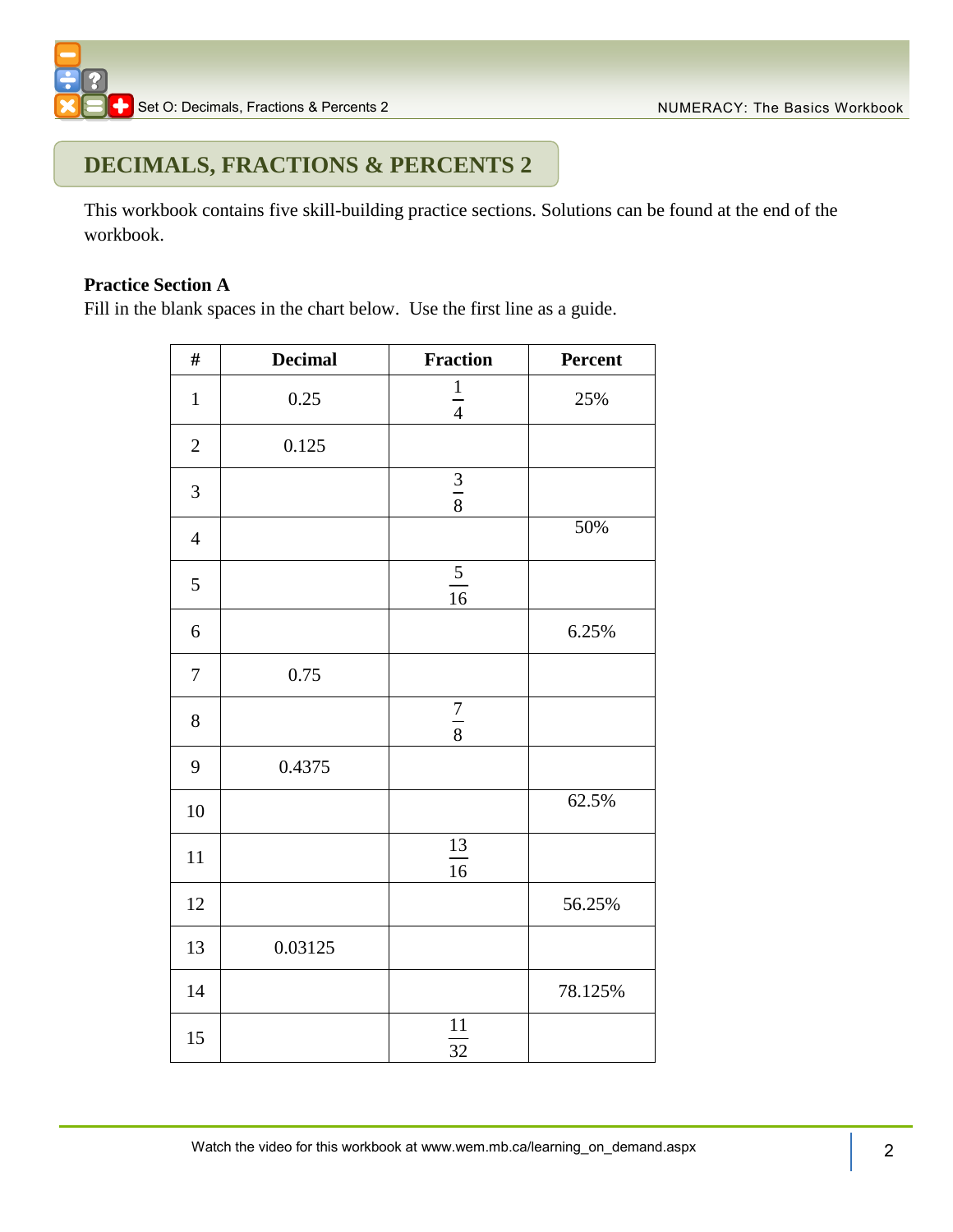## DECIMALS, FRACTIONS & PERCENTS 2

This workbook contains five skill-building practice sections. Solutions can be found at the end of the workbook.

**Practice Section A**

Fill in the blank spaces in the chart below. Use the first line as a guide.

| # | Decimal | Fraction | Percent |
|---|---|---|---|
| 1 | 0.25 | $\frac{1}{4}$ | 25% |
| 2 | 0.125 | | |
| 3 | | $\frac{3}{8}$ | |
| 4 | | | 50% |
| 5 | | $\frac{5}{16}$ | |
| 6 | | | 6.25% |
| 7 | 0.75 | | |
| 8 | | $\frac{7}{8}$ | |
| 9 | 0.4375 | | |
| 10 | | | 62.5% |
| 11 | | $\frac{13}{16}$ | |
| 12 | | | 56.25% |
| 13 | 0.03125 | | |
| 14 | | | 78.125% |
| 15 | | $\frac{11}{32}$ | |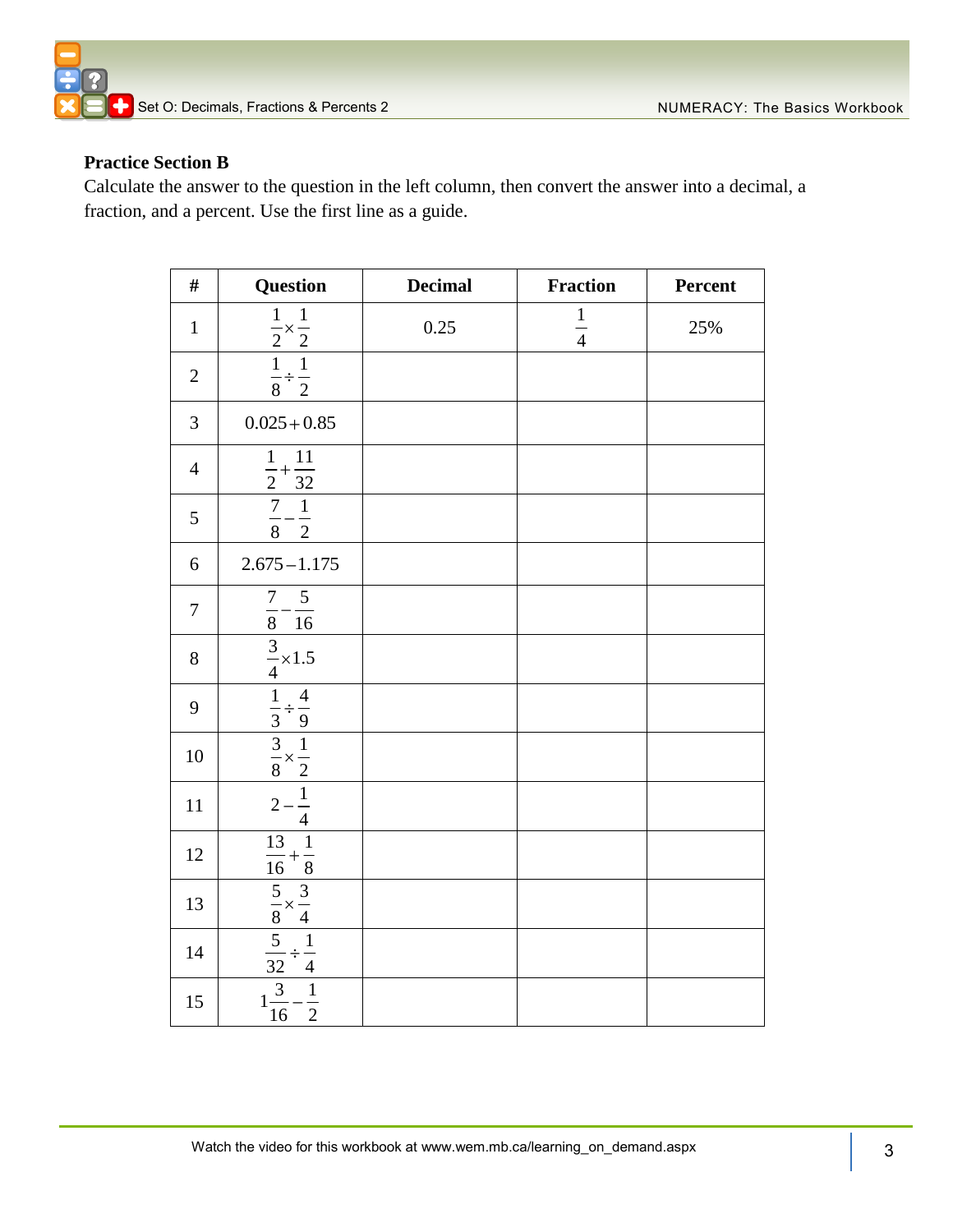**Practice Section B**

Calculate the answer to the question in the left column, then convert the answer into a decimal, a fraction, and a percent. Use the first line as a guide.

| # | Question | Decimal | Fraction | Percent |
|---|---|---|---|---|
| 1 | $\frac{1}{2} \times \frac{1}{2}$ | 0.25 | $\frac{1}{4}$ | 25% |
| 2 | $\frac{1}{8} \div \frac{1}{2}$ | | | |
| 3 | $0.025 + 0.85$ | | | |
| 4 | $\frac{1}{2} + \frac{11}{32}$ | | | |
| 5 | $\frac{7}{8} - \frac{1}{2}$ | | | |
| 6 | $2.675 - 1.175$ | | | |
| 7 | $\frac{7}{8} - \frac{5}{16}$ | | | |
| 8 | $\frac{3}{4} \times 1.5$ | | | |
| 9 | $\frac{1}{3} \div \frac{4}{9}$ | | | |
| 10 | $\frac{3}{8} \times \frac{1}{2}$ | | | |
| 11 | $2 - \frac{1}{4}$ | | | |
| 12 | $\frac{13}{16} + \frac{1}{8}$ | | | |
| 13 | $\frac{5}{8} \times \frac{3}{4}$ | | | |
| 14 | $\frac{5}{32} \div \frac{1}{4}$ | | | |
| 15 | $1\frac{3}{16} - \frac{1}{2}$ | | | |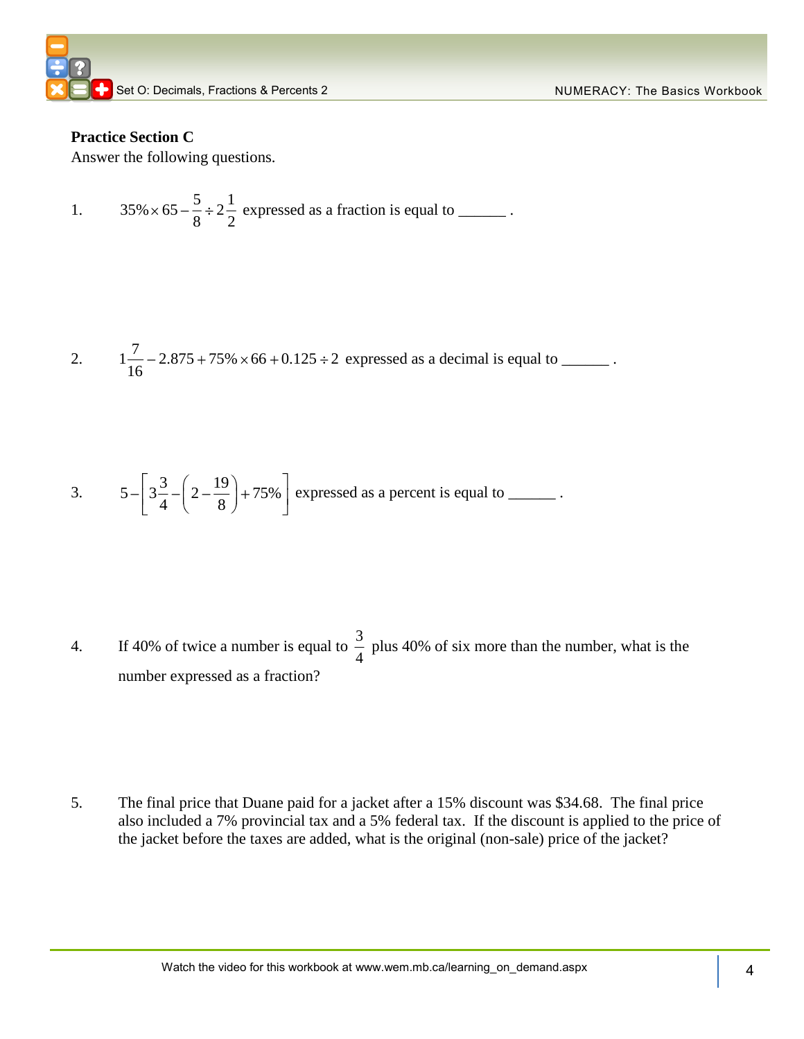**Practice Section C**

Answer the following questions.

1. $35\% \times 65 - \frac{5}{8} \div 2\frac{1}{2}$ expressed as a fraction is equal to ______ .

2. $1\frac{7}{16} - 2.875 + 75\% \times 66 + 0.125 \div 2$ expressed as a decimal is equal to ______ .

3. $5 - \left[3\frac{3}{4} - \left(2 - \frac{19}{8}\right) + 75\%\right]$ expressed as a percent is equal to ______ .

4. If 40% of twice a number is equal to $\frac{3}{4}$ plus 40% of six more than the number, what is the number expressed as a fraction?

5. The final price that Duane paid for a jacket after a 15% discount was \$34.68. The final price also included a 7% provincial tax and a 5% federal tax. If the discount is applied to the price of the jacket before the taxes are added, what is the original (non-sale) price of the jacket?

Watch the video for this workbook at www.wem.mb.ca/learning_on_demand.aspx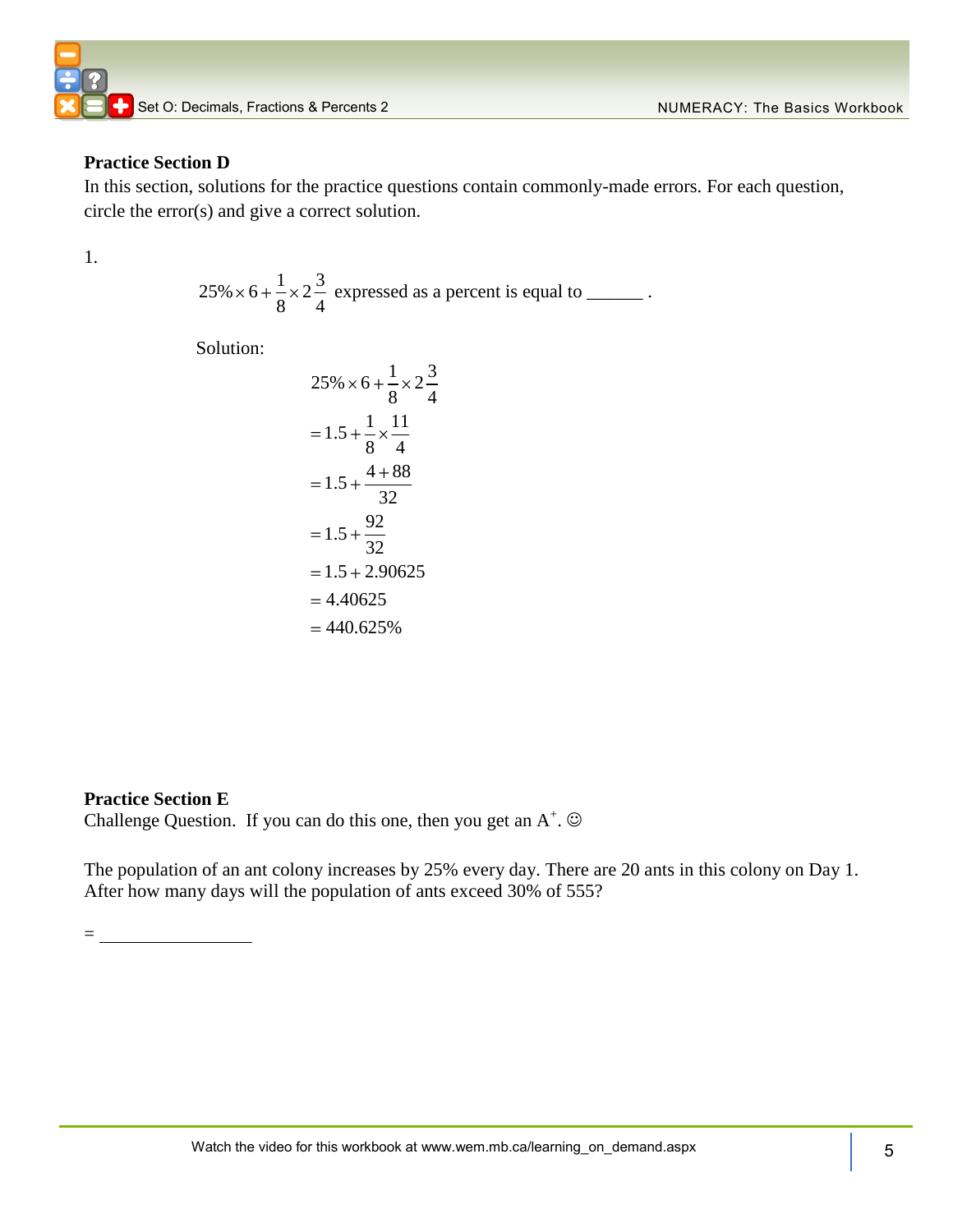**Practice Section D**

In this section, solutions for the practice questions contain commonly-made errors. For each question, circle the error(s) and give a correct solution.

1.

$$25\% \times 6 + \frac{1}{8} \times 2\frac{3}{4} \text{ expressed as a percent is equal to \_\_\_\_\_\_ .}$$

Solution:

$$
\begin{aligned}
&25\% \times 6 + \frac{1}{8} \times 2\frac{3}{4} \\
&= 1.5 + \frac{1}{8} \times \frac{11}{4} \\
&= 1.5 + \frac{4+88}{32} \\
&= 1.5 + \frac{92}{32} \\
&= 1.5 + 2.90625 \\
&= 4.40625 \\
&= 440.625\%
\end{aligned}
$$

**Practice Section E**

Challenge Question. If you can do this one, then you get an $A^{+}$. ☺

The population of an ant colony increases by 25% every day. There are 20 ants in this colony on Day 1. After how many days will the population of ants exceed 30% of 555?

= \_\_\_\_\_\_\_\_\_\_\_\_\_\_\_\_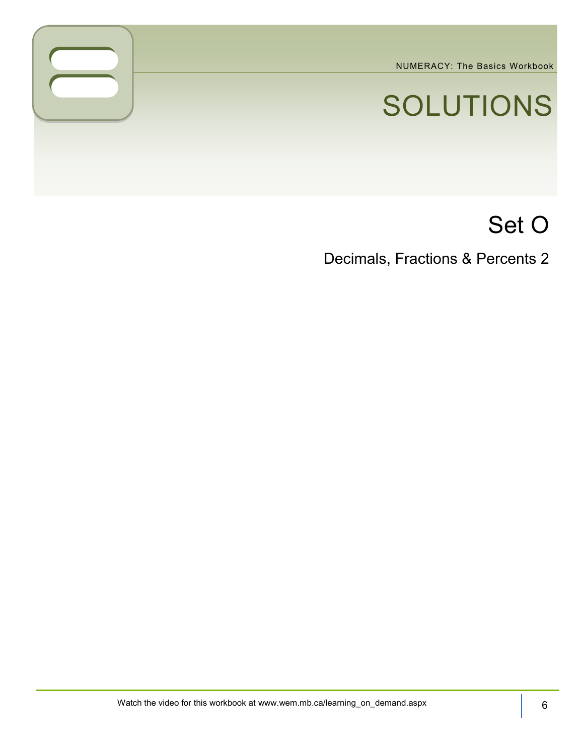# SOLUTIONS

## Set O

### Decimals, Fractions & Percents 2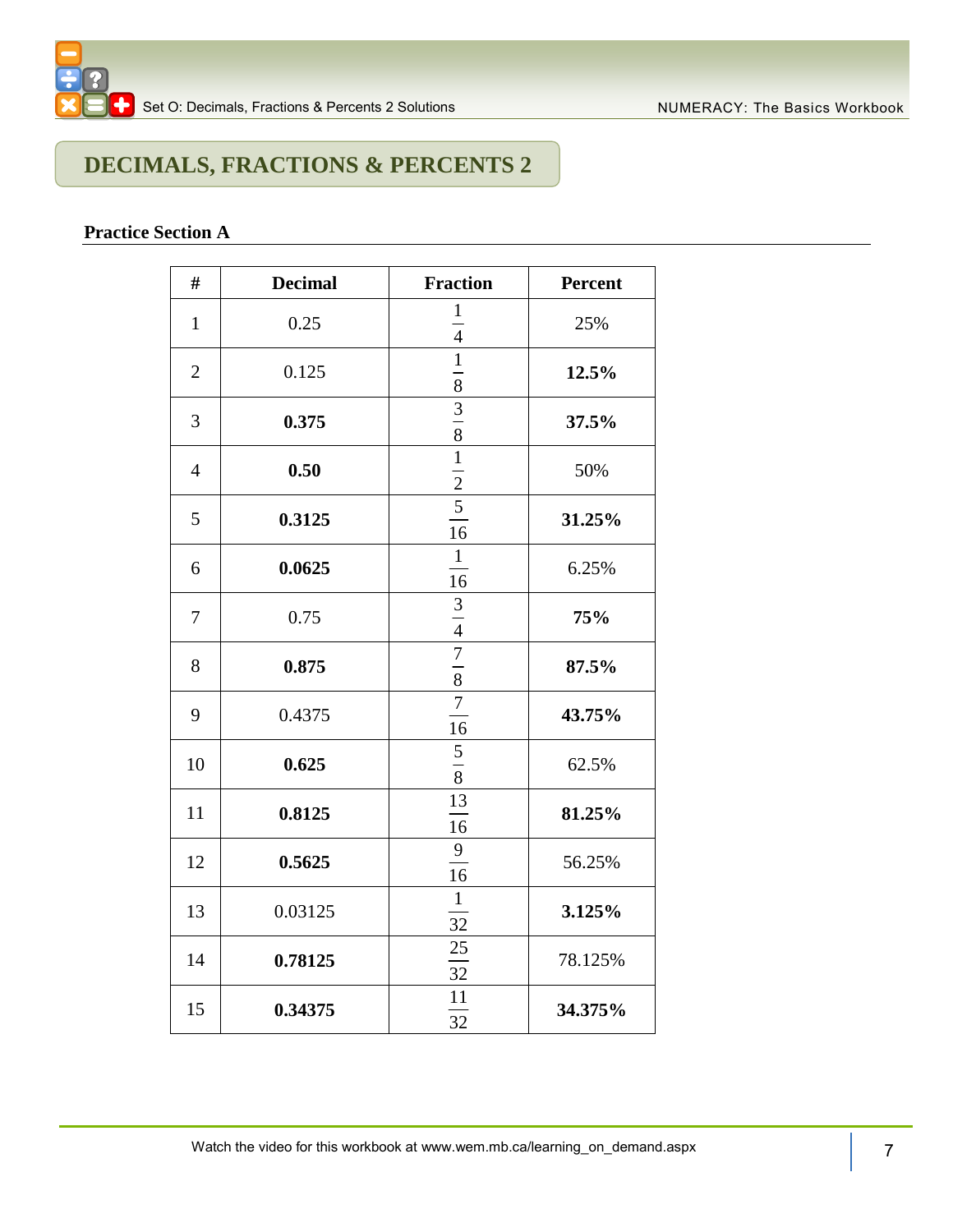# DECIMALS, FRACTIONS & PERCENTS 2

### Practice Section A

| # | Decimal | Fraction | Percent |
|---|---|---|---|
| 1 | 0.25 | $\frac{1}{4}$ | 25% |
| 2 | 0.125 | $\frac{1}{8}$ | **12.5%** |
| 3 | **0.375** | $\frac{3}{8}$ | **37.5%** |
| 4 | **0.50** | $\frac{1}{2}$ | 50% |
| 5 | **0.3125** | $\frac{5}{16}$ | **31.25%** |
| 6 | **0.0625** | $\frac{1}{16}$ | 6.25% |
| 7 | 0.75 | $\frac{3}{4}$ | **75%** |
| 8 | **0.875** | $\frac{7}{8}$ | **87.5%** |
| 9 | 0.4375 | $\frac{7}{16}$ | **43.75%** |
| 10 | **0.625** | $\frac{5}{8}$ | 62.5% |
| 11 | **0.8125** | $\frac{13}{16}$ | **81.25%** |
| 12 | **0.5625** | $\frac{9}{16}$ | 56.25% |
| 13 | 0.03125 | $\frac{1}{32}$ | **3.125%** |
| 14 | **0.78125** | $\frac{25}{32}$ | 78.125% |
| 15 | **0.34375** | $\frac{11}{32}$ | **34.375%** |

Watch the video for this workbook at www.wem.mb.ca/learning_on_demand.aspx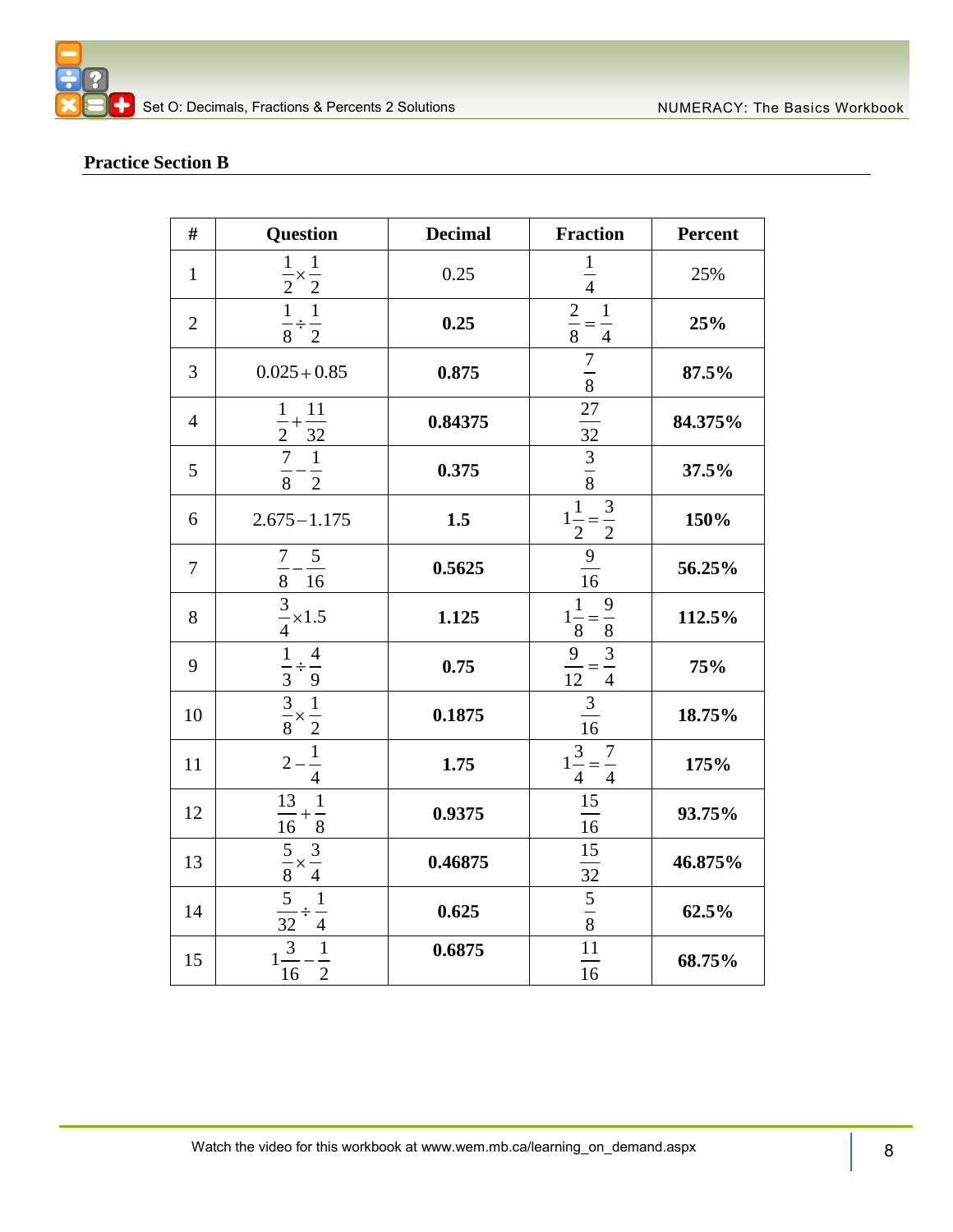## Practice Section B

| # | Question | Decimal | Fraction | Percent |
|---|---|---|---|---|
| 1 | $\frac{1}{2}\times\frac{1}{2}$ | 0.25 | $\frac{1}{4}$ | 25% |
| 2 | $\frac{1}{8}\div\frac{1}{2}$ | **0.25** | $\frac{2}{8}=\frac{1}{4}$ | **25%** |
| 3 | $0.025+0.85$ | **0.875** | $\frac{7}{8}$ | **87.5%** |
| 4 | $\frac{1}{2}+\frac{11}{32}$ | **0.84375** | $\frac{27}{32}$ | **84.375%** |
| 5 | $\frac{7}{8}-\frac{1}{2}$ | **0.375** | $\frac{3}{8}$ | **37.5%** |
| 6 | $2.675-1.175$ | **1.5** | $1\frac{1}{2}=\frac{3}{2}$ | **150%** |
| 7 | $\frac{7}{8}-\frac{5}{16}$ | **0.5625** | $\frac{9}{16}$ | **56.25%** |
| 8 | $\frac{3}{4}\times1.5$ | **1.125** | $1\frac{1}{8}=\frac{9}{8}$ | **112.5%** |
| 9 | $\frac{1}{3}\div\frac{4}{9}$ | **0.75** | $\frac{9}{12}=\frac{3}{4}$ | **75%** |
| 10 | $\frac{3}{8}\times\frac{1}{2}$ | **0.1875** | $\frac{3}{16}$ | **18.75%** |
| 11 | $2-\frac{1}{4}$ | **1.75** | $1\frac{3}{4}=\frac{7}{4}$ | **175%** |
| 12 | $\frac{13}{16}+\frac{1}{8}$ | **0.9375** | $\frac{15}{16}$ | **93.75%** |
| 13 | $\frac{5}{8}\times\frac{3}{4}$ | **0.46875** | $\frac{15}{32}$ | **46.875%** |
| 14 | $\frac{5}{32}\div\frac{1}{4}$ | **0.625** | $\frac{5}{8}$ | **62.5%** |
| 15 | $1\frac{3}{16}-\frac{1}{2}$ | **0.6875** | $\frac{11}{16}$ | **68.75%** |

Watch the video for this workbook at www.wem.mb.ca/learning_on_demand.aspx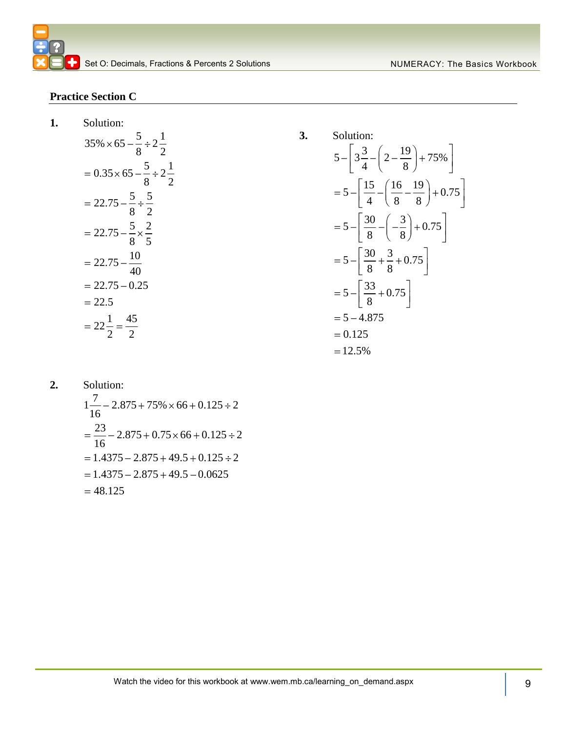## Practice Section C

**1.** Solution:

$$35\% \times 65 - \frac{5}{8} \div 2\frac{1}{2}$$

$$= 0.35 \times 65 - \frac{5}{8} \div 2\frac{1}{2}$$

$$= 22.75 - \frac{5}{8} \div \frac{5}{2}$$

$$= 22.75 - \frac{5}{8} \times \frac{2}{5}$$

$$= 22.75 - \frac{10}{40}$$

$$= 22.75 - 0.25$$

$$= 22.5$$

$$= 22\frac{1}{2} = \frac{45}{2}$$

**2.** Solution:

$$1\frac{7}{16} - 2.875 + 75\% \times 66 + 0.125 \div 2$$

$$= \frac{23}{16} - 2.875 + 0.75 \times 66 + 0.125 \div 2$$

$$= 1.4375 - 2.875 + 49.5 + 0.125 \div 2$$

$$= 1.4375 - 2.875 + 49.5 - 0.0625$$

$$= 48.125$$

**3.** Solution:

$$5 - \left[3\frac{3}{4} - \left(2 - \frac{19}{8}\right) + 75\%\right]$$

$$= 5 - \left[\frac{15}{4} - \left(\frac{16}{8} - \frac{19}{8}\right) + 0.75\right]$$

$$= 5 - \left[\frac{30}{8} - \left(-\frac{3}{8}\right) + 0.75\right]$$

$$= 5 - \left[\frac{30}{8} + \frac{3}{8} + 0.75\right]$$

$$= 5 - \left[\frac{33}{8} + 0.75\right]$$

$$= 5 - 4.875$$

$$= 0.125$$

$$= 12.5\%$$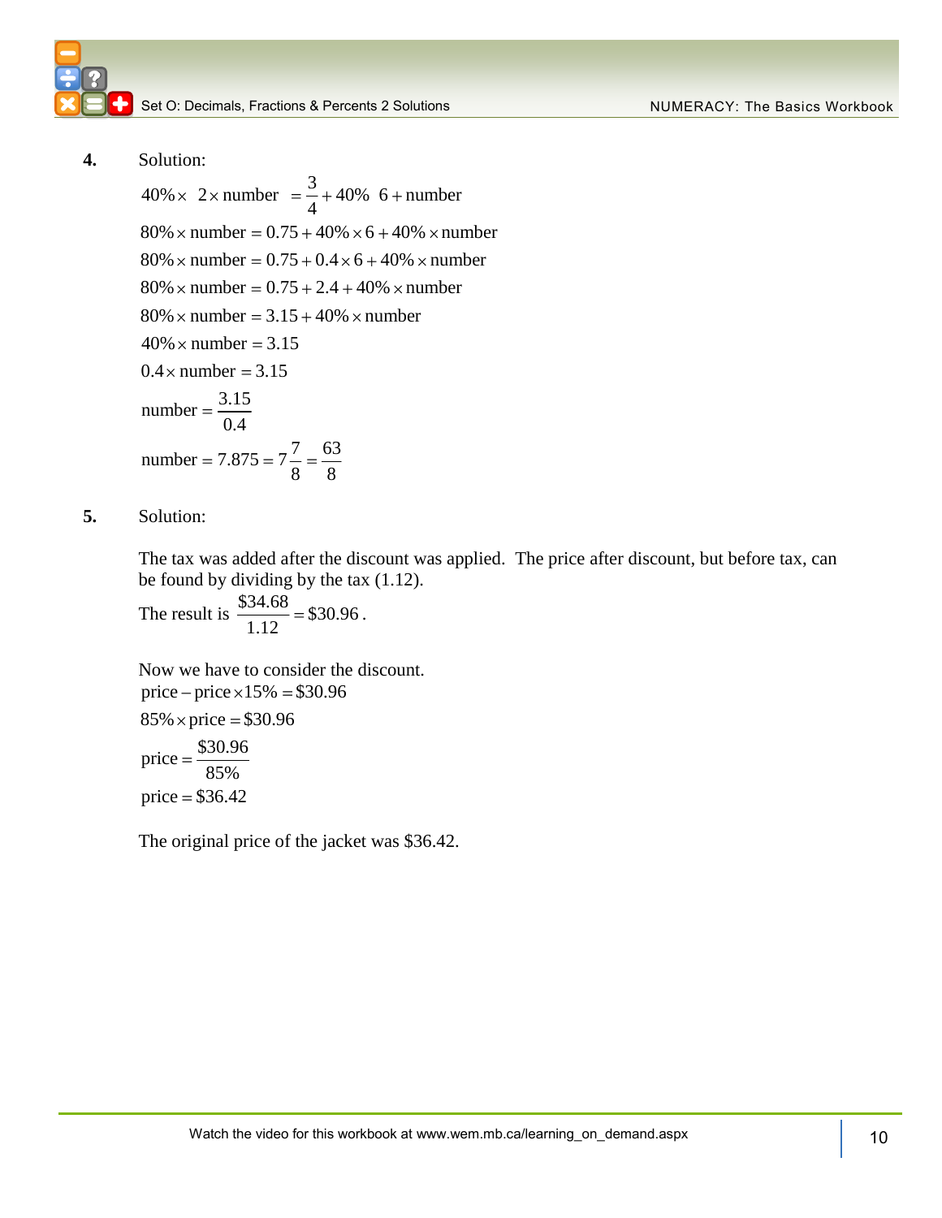**4.** Solution:

$$40\% \times (2 \times \text{number}) = \frac{3}{4} + 40\% (6 + \text{number})$$

$$80\% \times \text{number} = 0.75 + 40\% \times 6 + 40\% \times \text{number}$$

$$80\% \times \text{number} = 0.75 + 0.4 \times 6 + 40\% \times \text{number}$$

$$80\% \times \text{number} = 0.75 + 2.4 + 40\% \times \text{number}$$

$$80\% \times \text{number} = 3.15 + 40\% \times \text{number}$$

$$40\% \times \text{number} = 3.15$$

$$0.4 \times \text{number} = 3.15$$

$$\text{number} = \frac{3.15}{0.4}$$

$$\text{number} = 7.875 = 7\frac{7}{8} = \frac{63}{8}$$

**5.** Solution:

The tax was added after the discount was applied. The price after discount, but before tax, can be found by dividing by the tax (1.12).

The result is $\frac{\$34.68}{1.12} = \$30.96$.

Now we have to consider the discount.

$$\text{price} - \text{price} \times 15\% = \$30.96$$

$$85\% \times \text{price} = \$30.96$$

$$\text{price} = \frac{\$30.96}{85\%}$$

$$\text{price} = \$36.42$$

The original price of the jacket was \$36.42.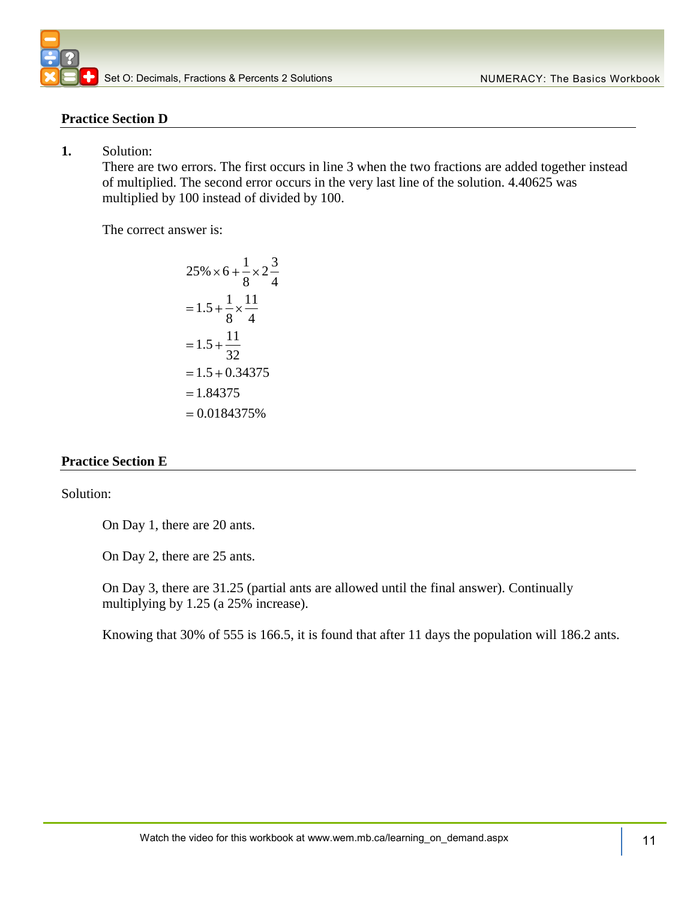## Practice Section D

**1.** Solution:

There are two errors. The first occurs in line 3 when the two fractions are added together instead of multiplied. The second error occurs in the very last line of the solution. 4.40625 was multiplied by 100 instead of divided by 100.

The correct answer is:

$$
\begin{aligned}
&25\% \times 6 + \frac{1}{8} \times 2\frac{3}{4} \\
&= 1.5 + \frac{1}{8} \times \frac{11}{4} \\
&= 1.5 + \frac{11}{32} \\
&= 1.5 + 0.34375 \\
&= 1.84375 \\
&= 0.0184375\%
\end{aligned}
$$

## Practice Section E

Solution:

On Day 1, there are 20 ants.

On Day 2, there are 25 ants.

On Day 3, there are 31.25 (partial ants are allowed until the final answer). Continually multiplying by 1.25 (a 25% increase).

Knowing that 30% of 555 is 166.5, it is found that after 11 days the population will 186.2 ants.